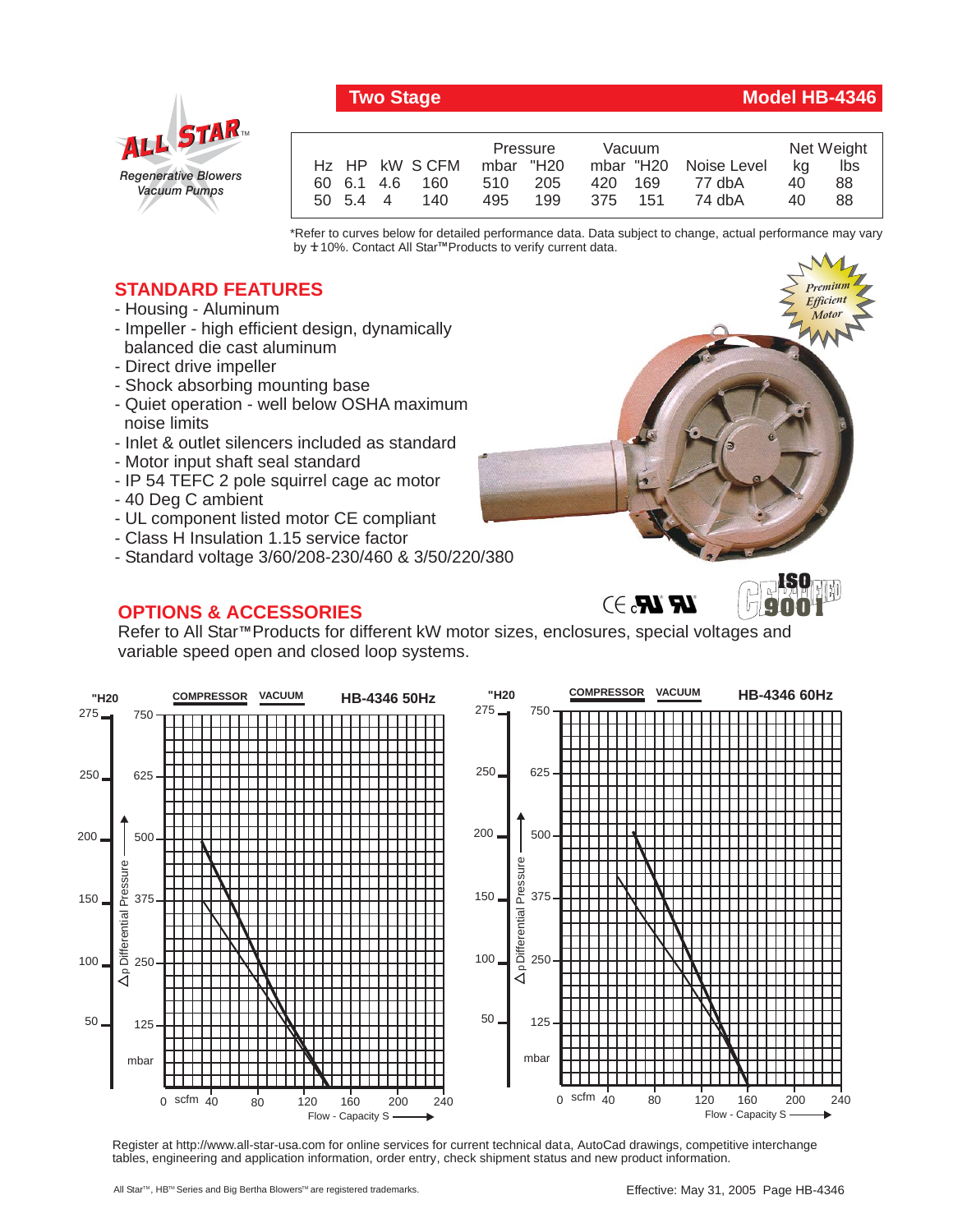# Two Stage — Model HB-4346

**ALL STAR™**
*Regenerative Blowers*
*Vacuum Pumps*

| Hz | HP | kW | S CFM | Pressure mbar | Pressure "H20 | Vacuum mbar | Vacuum "H20 | Noise Level | Net Weight kg | Net Weight lbs |
|---|---|---|---|---|---|---|---|---|---|---|
| 60 | 6.1 | 4.6 | 160 | 510 | 205 | 420 | 169 | 77 dbA | 40 | 88 |
| 50 | 5.4 | 4 | 140 | 495 | 199 | 375 | 151 | 74 dbA | 40 | 88 |

*Refer to curves below for detailed performance data. Data subject to change, actual performance may vary by ± 10%. Contact All Star™ Products to verify current data.

## STANDARD FEATURES

- Housing - Aluminum
- Impeller - high efficient design, dynamically balanced die cast aluminum
- Direct drive impeller
- Shock absorbing mounting base
- Quiet operation - well below OSHA maximum noise limits
- Inlet & outlet silencers included as standard
- Motor input shaft seal standard
- IP 54 TEFC 2 pole squirrel cage ac motor
- 40 Deg C ambient
- UL component listed motor CE compliant
- Class H Insulation 1.15 service factor
- Standard voltage 3/60/208-230/460 & 3/50/220/380

*Premium Efficient Motor*

ISO 9001 CERTIFIED

## OPTIONS & ACCESSORIES

Refer to All Star™ Products for different kW motor sizes, enclosures, special voltages and variable speed open and closed loop systems.

**HB-4346 50Hz** — COMPRESSOR / VACUUM

Δp Differential Pressure ("H20: 50, 100, 150, 200, 250, 275; mbar: 125, 250, 375, 500, 625, 750)

Flow - Capacity S (scfm: 0, 40, 80, 120, 160, 200, 240)

**HB-4346 60Hz** — COMPRESSOR / VACUUM

Δp Differential Pressure ("H20: 50, 100, 150, 200, 250, 275; mbar: 125, 250, 375, 500, 625, 750)

Flow - Capacity S (scfm: 0, 40, 80, 120, 160, 200, 240)

Register at http://www.all-star-usa.com for online services for current technical data, AutoCad drawings, competitive interchange tables, engineering and application information, order entry, check shipment status and new product information.

All Star™, HB™ Series and Big Bertha Blowers™ are registered trademarks.

Effective: May 31, 2005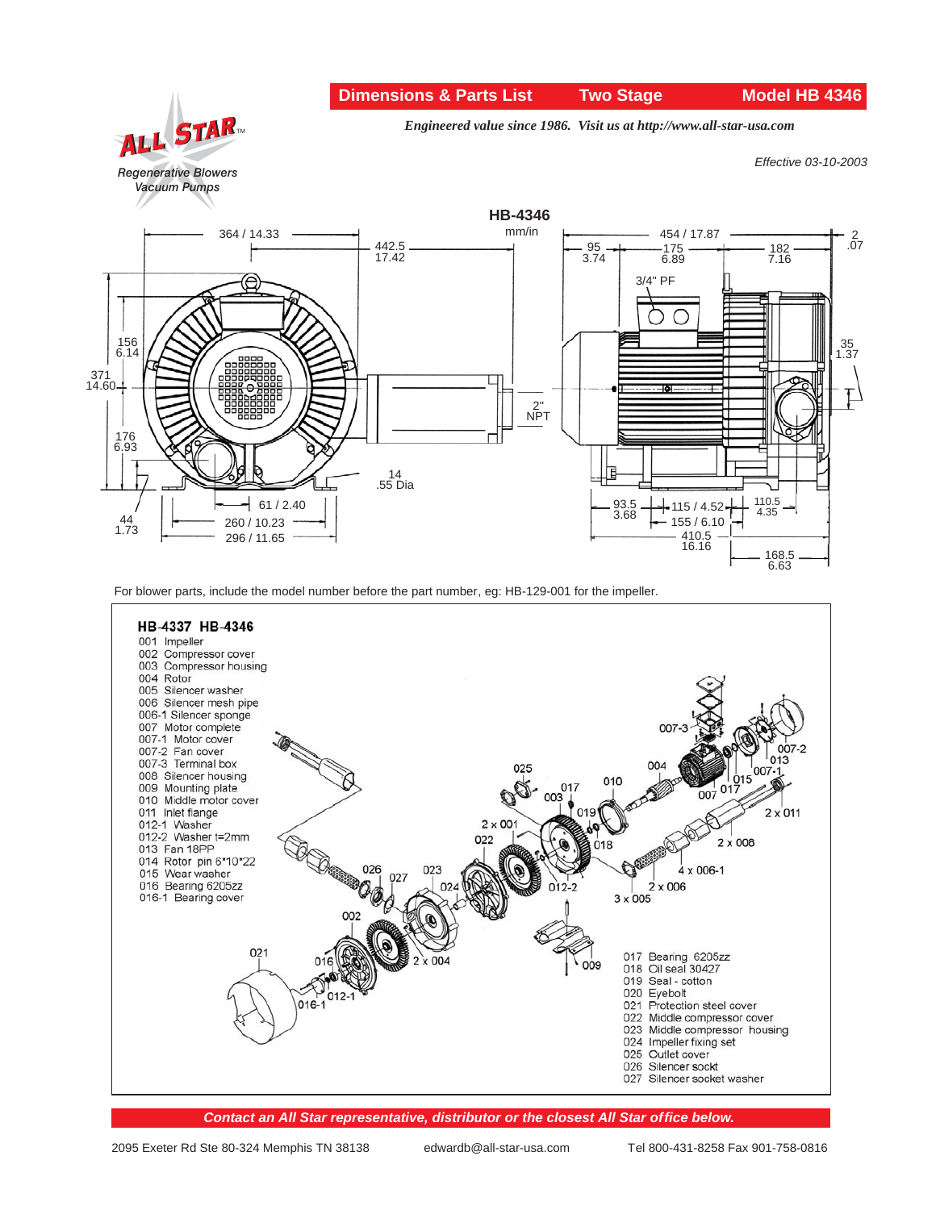## Dimensions & Parts List — Two Stage — Model HB 4346

ALL STAR™

*Regenerative Blowers*
*Vacuum Pumps*

***Engineered value since 1986. Visit us at http://www.all-star-usa.com***

*Effective 03-10-2003*

**HB-4346**

mm/in

364 / 14.33
442.5
17.42
95
3.74
454 / 17.87
175
6.89
182
7.16
2
.07
3/4" PF
156
6.14
371
14.60
176
6.93
35
1.37
2"
NPT
14
.55 Dia
44
1.73
61 / 2.40
260 / 10.23
296 / 11.65
93.5
3.68
115 / 4.52
110.5
4.35
155 / 6.10
410.5
16.16
168.5
6.63

For blower parts, include the model number before the part number, eg: HB-129-001 for the impeller.

**HB-4337 HB-4346**

- 001 Impeller
- 002 Compressor cover
- 003 Compressor housing
- 004 Rotor
- 005 Silencer washer
- 006 Silencer mesh pipe
- 006-1 Silencer sponge
- 007 Motor complete
- 007-1 Motor cover
- 007-2 Fan cover
- 007-3 Terminal box
- 008 Silencer housing
- 009 Mounting plate
- 010 Middle motor cover
- 011 Inlet flange
- 012-1 Washer
- 012-2 Washer t=2mm
- 013 Fan 18PP
- 014 Rotor pin 6*10*22
- 015 Wear washer
- 016 Bearing 6205zz
- 016-1 Bearing cover
- 017 Bearing 6205zz
- 018 Oil seal 30427
- 019 Seal - cotton
- 020 Eyebolt
- 021 Protection steel cover
- 022 Middle compressor cover
- 023 Middle compressor housing
- 024 Impeller fixing set
- 025 Outlet cover
- 026 Silencer sockt
- 027 Silencer socket washer

007-3
007-2
013
007-1
015
017
007
2 x 011
004
010
025
017
003
019
2 x 001
022
018
2 x 008
4 x 006-1
2 x 006
3 x 005
026
027
023
024
012-2
002
009
021
016
2 x 004
012-1
016-1

***Contact an All Star representative, distributor or the closest All Star office below.***

2095 Exeter Rd Ste 80-324 Memphis TN 38138 — edwardb@all-star-usa.com — Tel 800-431-8258 Fax 901-758-0816